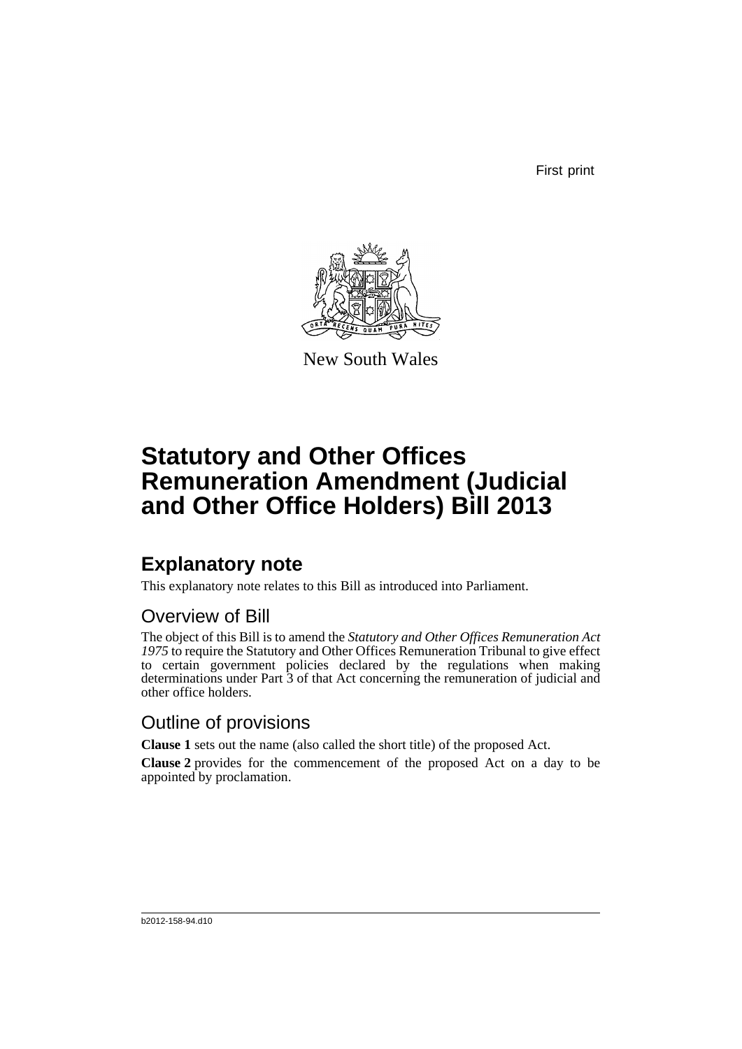First print

New South Wales

# Statutory and Other Offices Remuneration Amendment (Judicial and Other Office Holders) Bill 2013

## Explanatory note

This explanatory note relates to this Bill as introduced into Parliament.

### Overview of Bill

The object of this Bill is to amend the *Statutory and Other Offices Remuneration Act 1975* to require the Statutory and Other Offices Remuneration Tribunal to give effect to certain government policies declared by the regulations when making determinations under Part 3 of that Act concerning the remuneration of judicial and other office holders.

### Outline of provisions

**Clause 1** sets out the name (also called the short title) of the proposed Act.

**Clause 2** provides for the commencement of the proposed Act on a day to be appointed by proclamation.

b2012-158-94.d10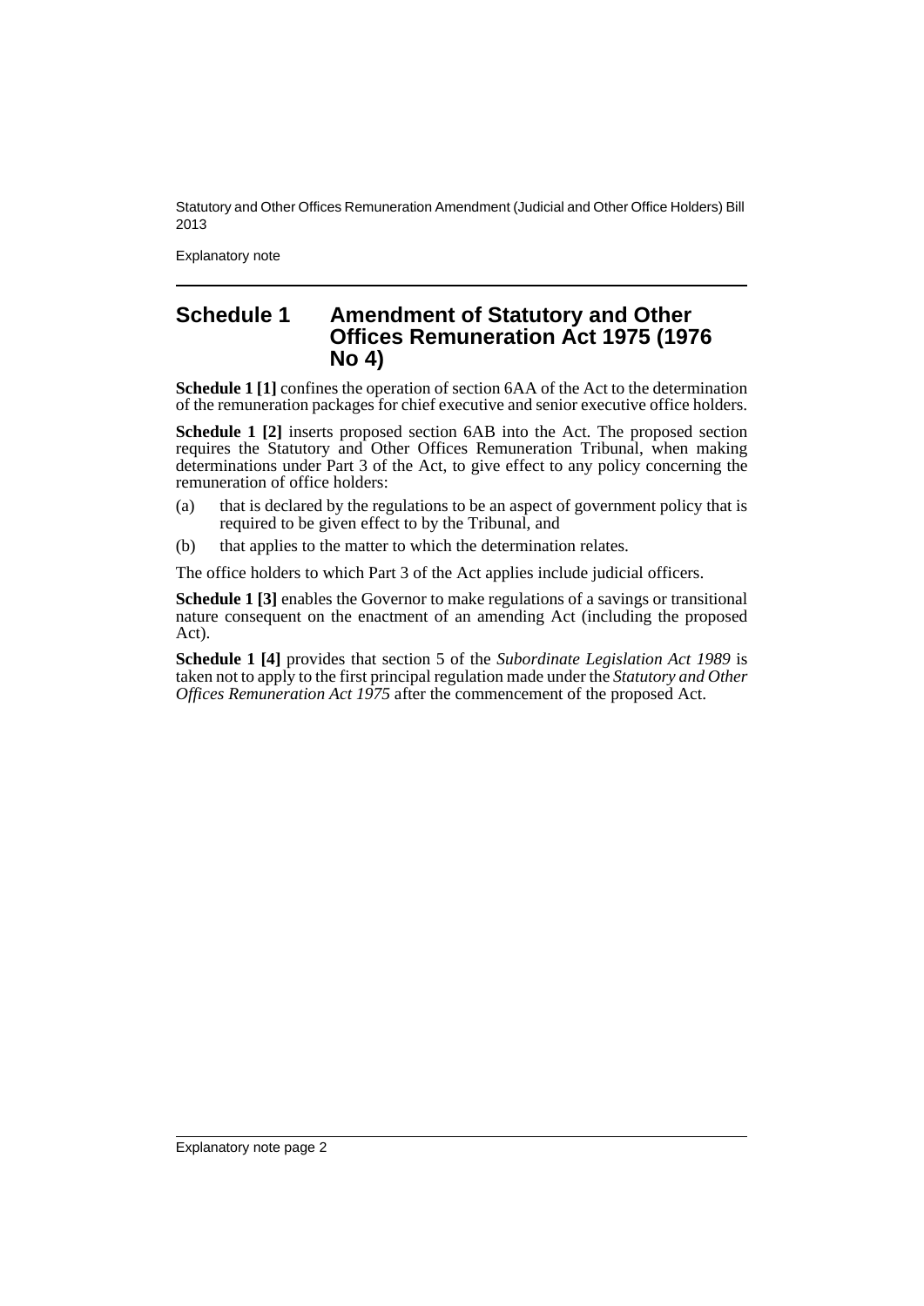## Schedule 1 Amendment of Statutory and Other Offices Remuneration Act 1975 (1976 No 4)

**Schedule 1 [1]** confines the operation of section 6AA of the Act to the determination of the remuneration packages for chief executive and senior executive office holders.

**Schedule 1 [2]** inserts proposed section 6AB into the Act. The proposed section requires the Statutory and Other Offices Remuneration Tribunal, when making determinations under Part 3 of the Act, to give effect to any policy concerning the remuneration of office holders:

(a) that is declared by the regulations to be an aspect of government policy that is required to be given effect to by the Tribunal, and

(b) that applies to the matter to which the determination relates.

The office holders to which Part 3 of the Act applies include judicial officers.

**Schedule 1 [3]** enables the Governor to make regulations of a savings or transitional nature consequent on the enactment of an amending Act (including the proposed Act).

**Schedule 1 [4]** provides that section 5 of the *Subordinate Legislation Act 1989* is taken not to apply to the first principal regulation made under the *Statutory and Other Offices Remuneration Act 1975* after the commencement of the proposed Act.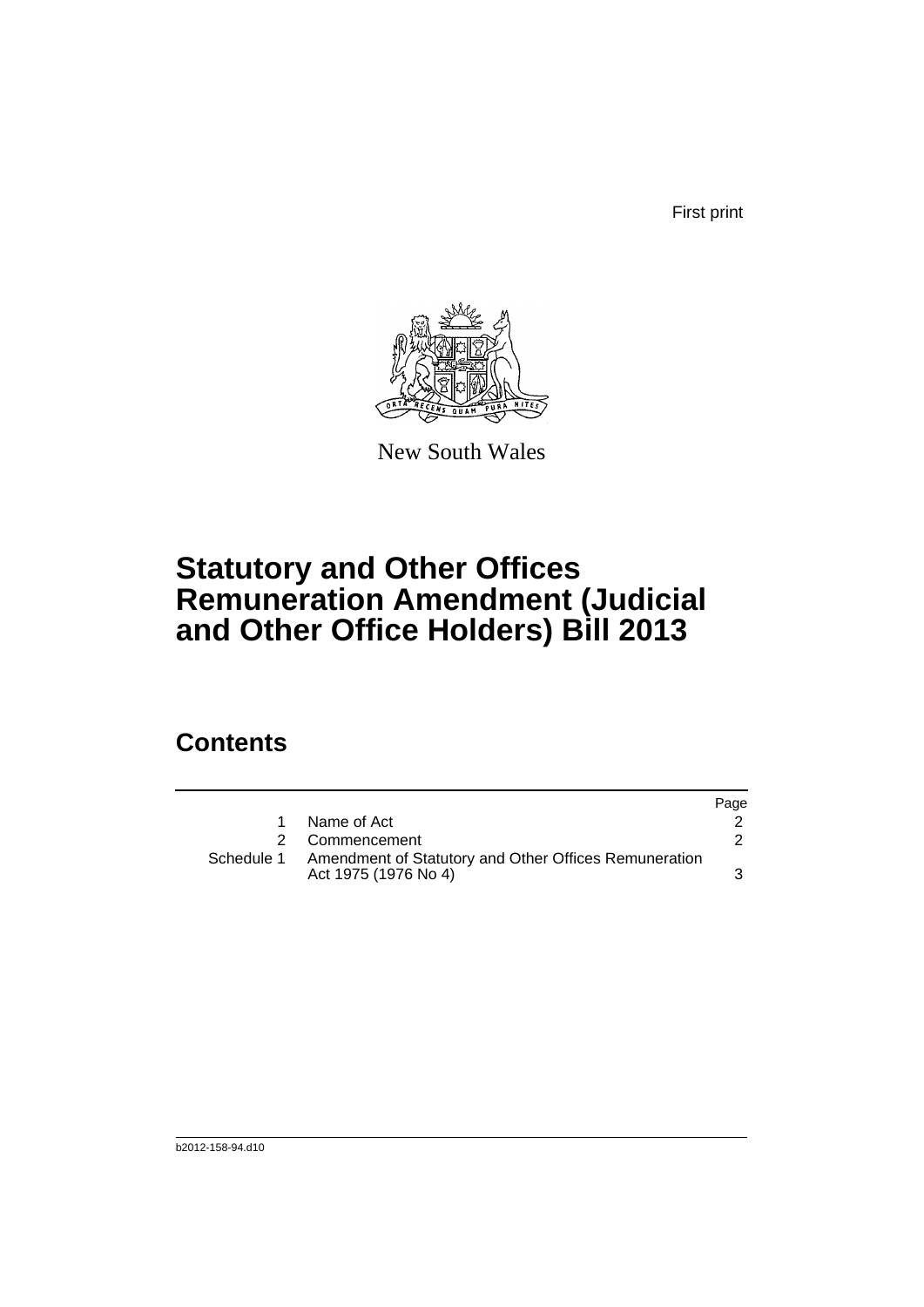First print

New South Wales

# Statutory and Other Offices Remuneration Amendment (Judicial and Other Office Holders) Bill 2013

## Contents

| | | Page |
|---|---|---|
| 1 | Name of Act | 2 |
| 2 | Commencement | 2 |
| Schedule 1 | Amendment of Statutory and Other Offices Remuneration Act 1975 (1976 No 4) | 3 |

b2012-158-94.d10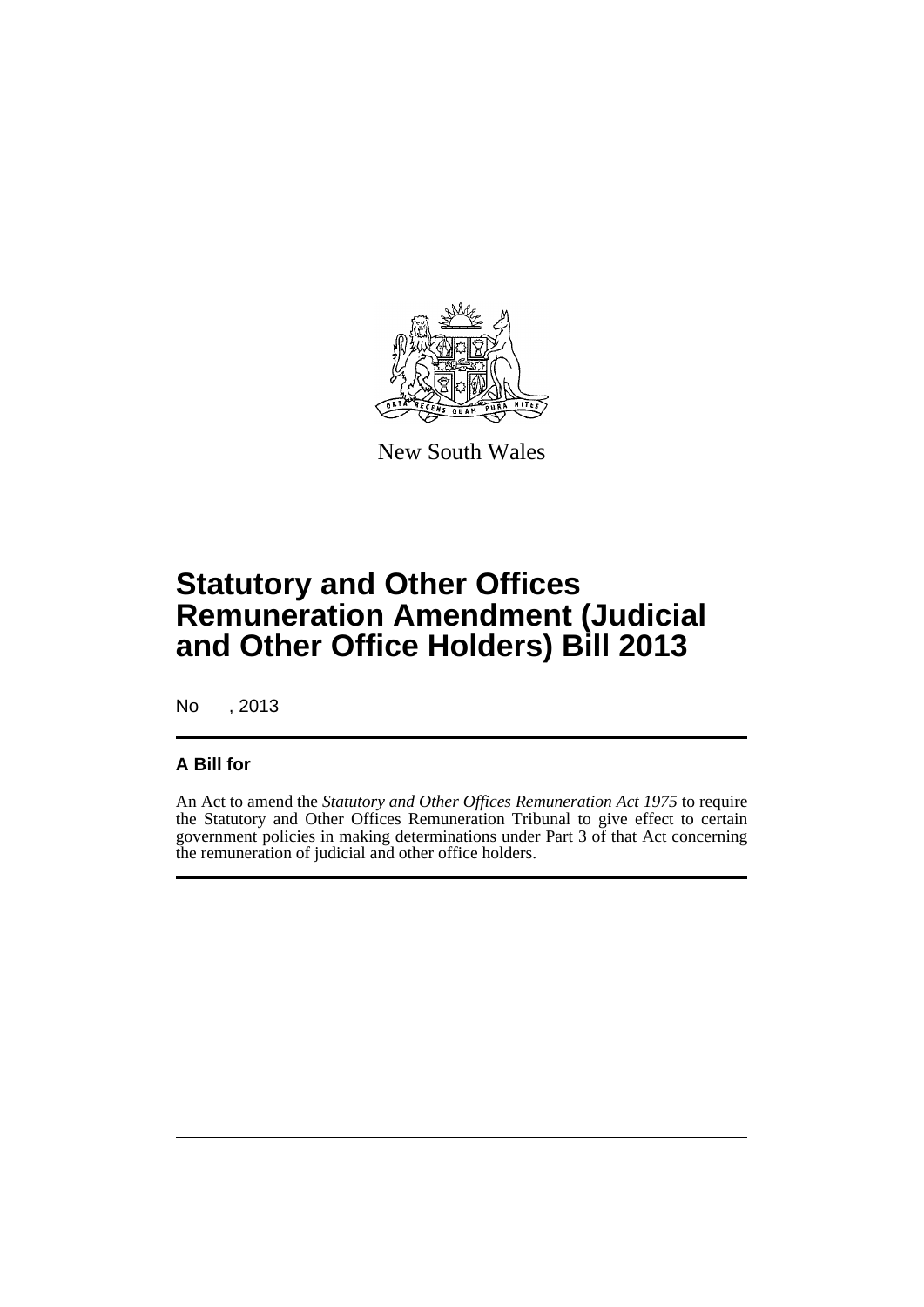New South Wales

# Statutory and Other Offices Remuneration Amendment (Judicial and Other Office Holders) Bill 2013

No , 2013

## A Bill for

An Act to amend the *Statutory and Other Offices Remuneration Act 1975* to require the Statutory and Other Offices Remuneration Tribunal to give effect to certain government policies in making determinations under Part 3 of that Act concerning the remuneration of judicial and other office holders.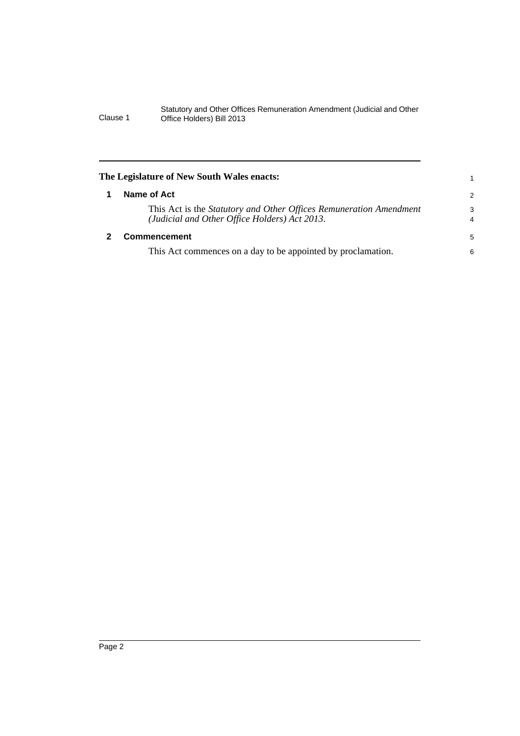**The Legislature of New South Wales enacts:**

## 1 Name of Act

This Act is the *Statutory and Other Offices Remuneration Amendment (Judicial and Other Office Holders) Act 2013*.

## 2 Commencement

This Act commences on a day to be appointed by proclamation.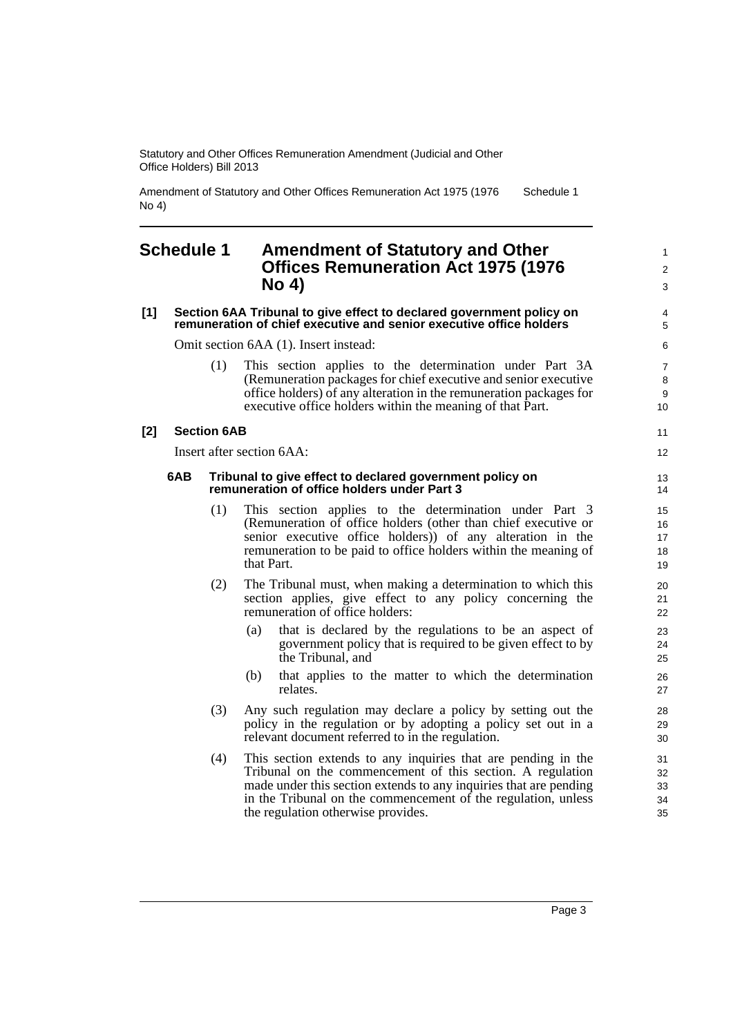# Schedule 1 Amendment of Statutory and Other Offices Remuneration Act 1975 (1976 No 4)

**[1] Section 6AA Tribunal to give effect to declared government policy on remuneration of chief executive and senior executive office holders**

Omit section 6AA (1). Insert instead:

(1) This section applies to the determination under Part 3A (Remuneration packages for chief executive and senior executive office holders) of any alteration in the remuneration packages for executive office holders within the meaning of that Part.

**[2] Section 6AB**

Insert after section 6AA:

**6AB Tribunal to give effect to declared government policy on remuneration of office holders under Part 3**

(1) This section applies to the determination under Part 3 (Remuneration of office holders (other than chief executive or senior executive office holders)) of any alteration in the remuneration to be paid to office holders within the meaning of that Part.

(2) The Tribunal must, when making a determination to which this section applies, give effect to any policy concerning the remuneration of office holders:

(a) that is declared by the regulations to be an aspect of government policy that is required to be given effect to by the Tribunal, and

(b) that applies to the matter to which the determination relates.

(3) Any such regulation may declare a policy by setting out the policy in the regulation or by adopting a policy set out in a relevant document referred to in the regulation.

(4) This section extends to any inquiries that are pending in the Tribunal on the commencement of this section. A regulation made under this section extends to any inquiries that are pending in the Tribunal on the commencement of the regulation, unless the regulation otherwise provides.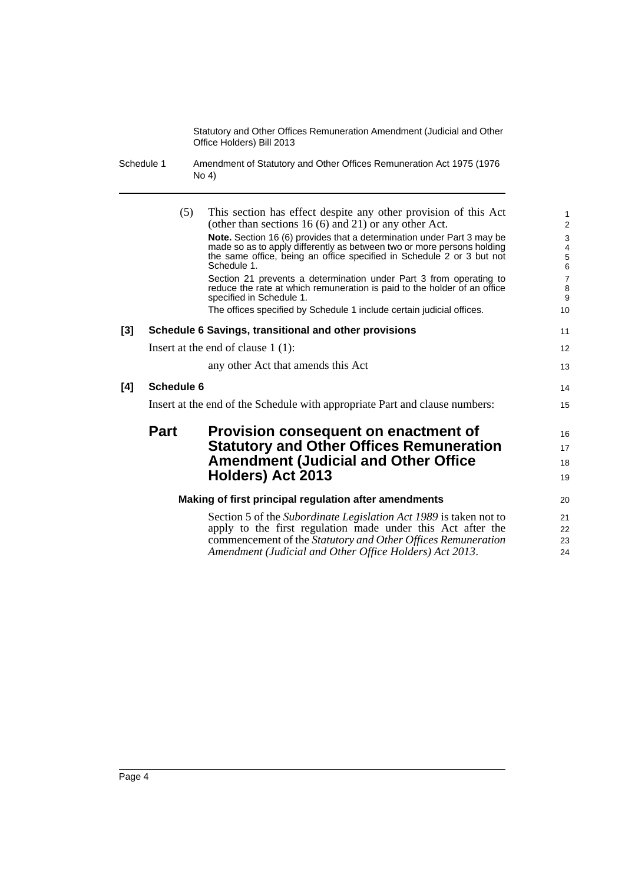(5) This section has effect despite any other provision of this Act (other than sections 16 (6) and 21) or any other Act.

**Note.** Section 16 (6) provides that a determination under Part 3 may be made so as to apply differently as between two or more persons holding the same office, being an office specified in Schedule 2 or 3 but not Schedule 1.

Section 21 prevents a determination under Part 3 from operating to reduce the rate at which remuneration is paid to the holder of an office specified in Schedule 1.

The offices specified by Schedule 1 include certain judicial offices.

### [3] Schedule 6 Savings, transitional and other provisions

Insert at the end of clause 1 (1):

any other Act that amends this Act

### [4] Schedule 6

Insert at the end of the Schedule with appropriate Part and clause numbers:

## Part Provision consequent on enactment of Statutory and Other Offices Remuneration Amendment (Judicial and Other Office Holders) Act 2013

#### Making of first principal regulation after amendments

Section 5 of the *Subordinate Legislation Act 1989* is taken not to apply to the first regulation made under this Act after the commencement of the *Statutory and Other Offices Remuneration Amendment (Judicial and Other Office Holders) Act 2013*.